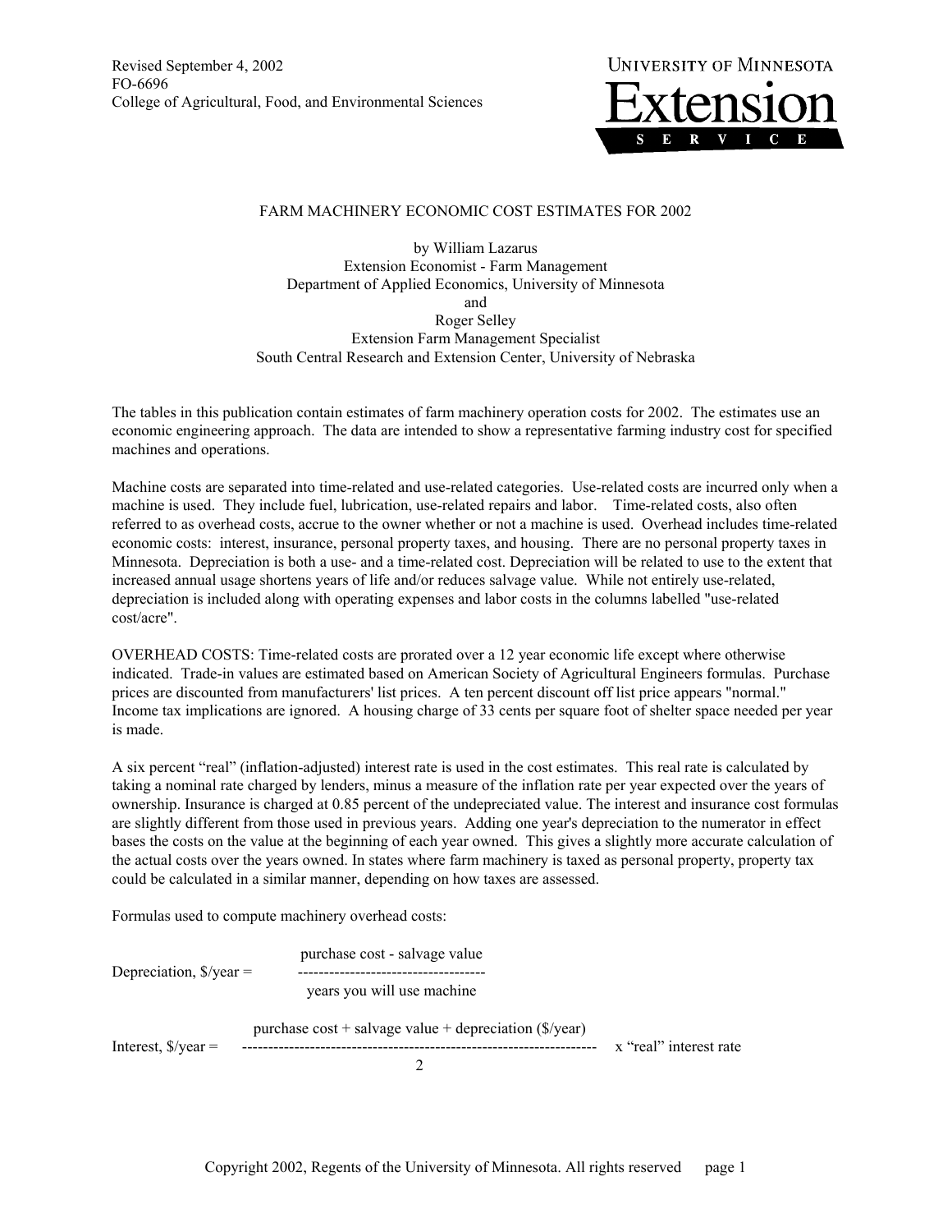Revised September 4, 2002
FO-6696
College of Agricultural, Food, and Environmental Sciences

UNIVERSITY OF MINNESOTA
Extension
SERVICE

# FARM MACHINERY ECONOMIC COST ESTIMATES FOR 2002

by William Lazarus
Extension Economist - Farm Management
Department of Applied Economics, University of Minnesota
and
Roger Selley
Extension Farm Management Specialist
South Central Research and Extension Center, University of Nebraska

The tables in this publication contain estimates of farm machinery operation costs for 2002. The estimates use an economic engineering approach. The data are intended to show a representative farming industry cost for specified machines and operations.

Machine costs are separated into time-related and use-related categories. Use-related costs are incurred only when a machine is used. They include fuel, lubrication, use-related repairs and labor. Time-related costs, also often referred to as overhead costs, accrue to the owner whether or not a machine is used. Overhead includes time-related economic costs: interest, insurance, personal property taxes, and housing. There are no personal property taxes in Minnesota. Depreciation is both a use- and a time-related cost. Depreciation will be related to use to the extent that increased annual usage shortens years of life and/or reduces salvage value. While not entirely use-related, depreciation is included along with operating expenses and labor costs in the columns labelled "use-related cost/acre".

OVERHEAD COSTS: Time-related costs are prorated over a 12 year economic life except where otherwise indicated. Trade-in values are estimated based on American Society of Agricultural Engineers formulas. Purchase prices are discounted from manufacturers' list prices. A ten percent discount off list price appears "normal." Income tax implications are ignored. A housing charge of 33 cents per square foot of shelter space needed per year is made.

A six percent "real" (inflation-adjusted) interest rate is used in the cost estimates. This real rate is calculated by taking a nominal rate charged by lenders, minus a measure of the inflation rate per year expected over the years of ownership. Insurance is charged at 0.85 percent of the undepreciated value. The interest and insurance cost formulas are slightly different from those used in previous years. Adding one year's depreciation to the numerator in effect bases the costs on the value at the beginning of each year owned. This gives a slightly more accurate calculation of the actual costs over the years owned. In states where farm machinery is taxed as personal property, property tax could be calculated in a similar manner, depending on how taxes are assessed.

Formulas used to compute machinery overhead costs:

$$\text{Depreciation, \$/year} = \frac{\text{purchase cost} - \text{salvage value}}{\text{years you will use machine}}$$

$$\text{Interest, \$/year} = \frac{\text{purchase cost} + \text{salvage value} + \text{depreciation (\$/year)}}{2} \times \text{"real" interest rate}$$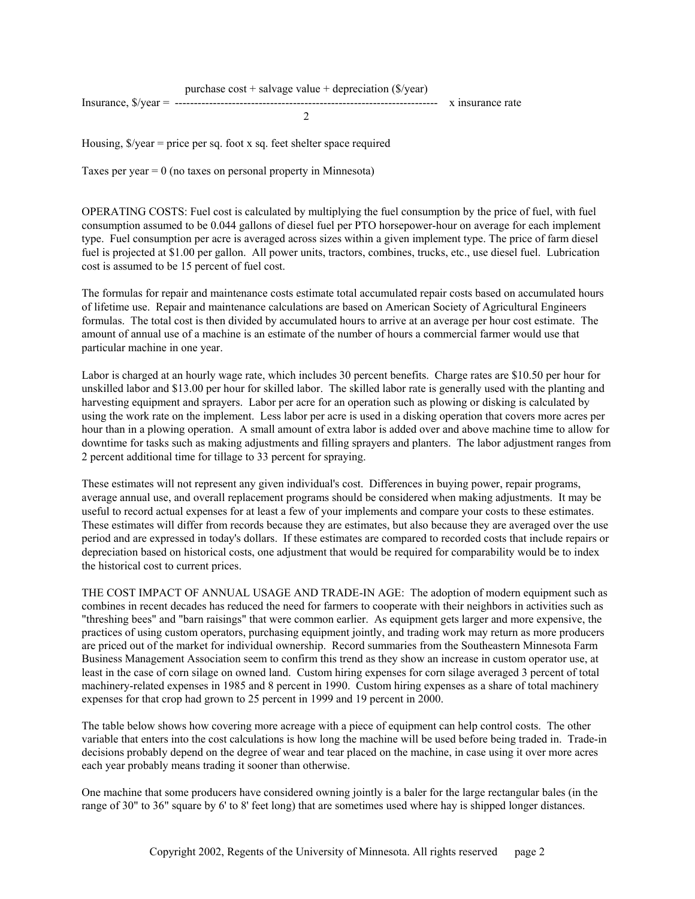$$\text{Insurance, \$/year} = \frac{\text{purchase cost + salvage value + depreciation (\$/year)}}{2} \times \text{insurance rate}$$

Housing, $/year = price per sq. foot x sq. feet shelter space required

Taxes per year = 0 (no taxes on personal property in Minnesota)

OPERATING COSTS: Fuel cost is calculated by multiplying the fuel consumption by the price of fuel, with fuel consumption assumed to be 0.044 gallons of diesel fuel per PTO horsepower-hour on average for each implement type. Fuel consumption per acre is averaged across sizes within a given implement type. The price of farm diesel fuel is projected at $1.00 per gallon. All power units, tractors, combines, trucks, etc., use diesel fuel. Lubrication cost is assumed to be 15 percent of fuel cost.

The formulas for repair and maintenance costs estimate total accumulated repair costs based on accumulated hours of lifetime use. Repair and maintenance calculations are based on American Society of Agricultural Engineers formulas. The total cost is then divided by accumulated hours to arrive at an average per hour cost estimate. The amount of annual use of a machine is an estimate of the number of hours a commercial farmer would use that particular machine in one year.

Labor is charged at an hourly wage rate, which includes 30 percent benefits. Charge rates are $10.50 per hour for unskilled labor and $13.00 per hour for skilled labor. The skilled labor rate is generally used with the planting and harvesting equipment and sprayers. Labor per acre for an operation such as plowing or disking is calculated by using the work rate on the implement. Less labor per acre is used in a disking operation that covers more acres per hour than in a plowing operation. A small amount of extra labor is added over and above machine time to allow for downtime for tasks such as making adjustments and filling sprayers and planters. The labor adjustment ranges from 2 percent additional time for tillage to 33 percent for spraying.

These estimates will not represent any given individual's cost. Differences in buying power, repair programs, average annual use, and overall replacement programs should be considered when making adjustments. It may be useful to record actual expenses for at least a few of your implements and compare your costs to these estimates. These estimates will differ from records because they are estimates, but also because they are averaged over the use period and are expressed in today's dollars. If these estimates are compared to recorded costs that include repairs or depreciation based on historical costs, one adjustment that would be required for comparability would be to index the historical cost to current prices.

THE COST IMPACT OF ANNUAL USAGE AND TRADE-IN AGE: The adoption of modern equipment such as combines in recent decades has reduced the need for farmers to cooperate with their neighbors in activities such as "threshing bees" and "barn raisings" that were common earlier. As equipment gets larger and more expensive, the practices of using custom operators, purchasing equipment jointly, and trading work may return as more producers are priced out of the market for individual ownership. Record summaries from the Southeastern Minnesota Farm Business Management Association seem to confirm this trend as they show an increase in custom operator use, at least in the case of corn silage on owned land. Custom hiring expenses for corn silage averaged 3 percent of total machinery-related expenses in 1985 and 8 percent in 1990. Custom hiring expenses as a share of total machinery expenses for that crop had grown to 25 percent in 1999 and 19 percent in 2000.

The table below shows how covering more acreage with a piece of equipment can help control costs. The other variable that enters into the cost calculations is how long the machine will be used before being traded in. Trade-in decisions probably depend on the degree of wear and tear placed on the machine, in case using it over more acres each year probably means trading it sooner than otherwise.

One machine that some producers have considered owning jointly is a baler for the large rectangular bales (in the range of 30" to 36" square by 6' to 8' feet long) that are sometimes used where hay is shipped longer distances.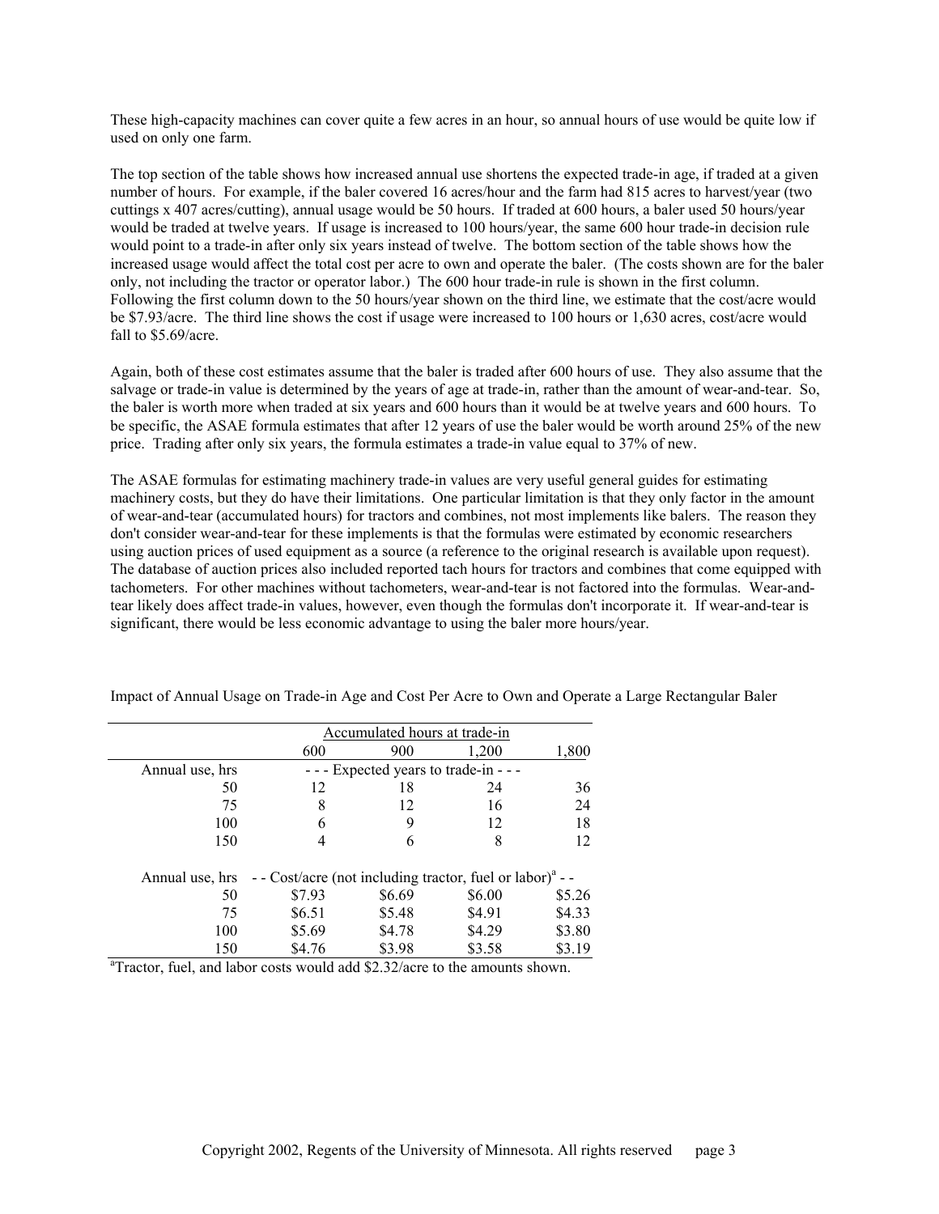These high-capacity machines can cover quite a few acres in an hour, so annual hours of use would be quite low if used on only one farm.

The top section of the table shows how increased annual use shortens the expected trade-in age, if traded at a given number of hours. For example, if the baler covered 16 acres/hour and the farm had 815 acres to harvest/year (two cuttings x 407 acres/cutting), annual usage would be 50 hours. If traded at 600 hours, a baler used 50 hours/year would be traded at twelve years. If usage is increased to 100 hours/year, the same 600 hour trade-in decision rule would point to a trade-in after only six years instead of twelve. The bottom section of the table shows how the increased usage would affect the total cost per acre to own and operate the baler. (The costs shown are for the baler only, not including the tractor or operator labor.) The 600 hour trade-in rule is shown in the first column. Following the first column down to the 50 hours/year shown on the third line, we estimate that the cost/acre would be $7.93/acre. The third line shows the cost if usage were increased to 100 hours or 1,630 acres, cost/acre would fall to $5.69/acre.

Again, both of these cost estimates assume that the baler is traded after 600 hours of use. They also assume that the salvage or trade-in value is determined by the years of age at trade-in, rather than the amount of wear-and-tear. So, the baler is worth more when traded at six years and 600 hours than it would be at twelve years and 600 hours. To be specific, the ASAE formula estimates that after 12 years of use the baler would be worth around 25% of the new price. Trading after only six years, the formula estimates a trade-in value equal to 37% of new.

The ASAE formulas for estimating machinery trade-in values are very useful general guides for estimating machinery costs, but they do have their limitations. One particular limitation is that they only factor in the amount of wear-and-tear (accumulated hours) for tractors and combines, not most implements like balers. The reason they don't consider wear-and-tear for these implements is that the formulas were estimated by economic researchers using auction prices of used equipment as a source (a reference to the original research is available upon request). The database of auction prices also included reported tach hours for tractors and combines that come equipped with tachometers. For other machines without tachometers, wear-and-tear is not factored into the formulas. Wear-and-tear likely does affect trade-in values, however, even though the formulas don't incorporate it. If wear-and-tear is significant, there would be less economic advantage to using the baler more hours/year.

Impact of Annual Usage on Trade-in Age and Cost Per Acre to Own and Operate a Large Rectangular Baler

| | Accumulated hours at trade-in | | | |
|---|---|---|---|---|
| | 600 | 900 | 1,200 | 1,800 |
| Annual use, hrs | - - - Expected years to trade-in - - - | | | |
| 50 | 12 | 18 | 24 | 36 |
| 75 | 8 | 12 | 16 | 24 |
| 100 | 6 | 9 | 12 | 18 |
| 150 | 4 | 6 | 8 | 12 |
| Annual use, hrs | - - Cost/acre (not including tractor, fuel or labor)[a] - - | | | |
| 50 | $7.93 | $6.69 | $6.00 | $5.26 |
| 75 | $6.51 | $5.48 | $4.91 | $4.33 |
| 100 | $5.69 | $4.78 | $4.29 | $3.80 |
| 150 | $4.76 | $3.98 | $3.58 | $3.19 |

[a]Tractor, fuel, and labor costs would add $2.32/acre to the amounts shown.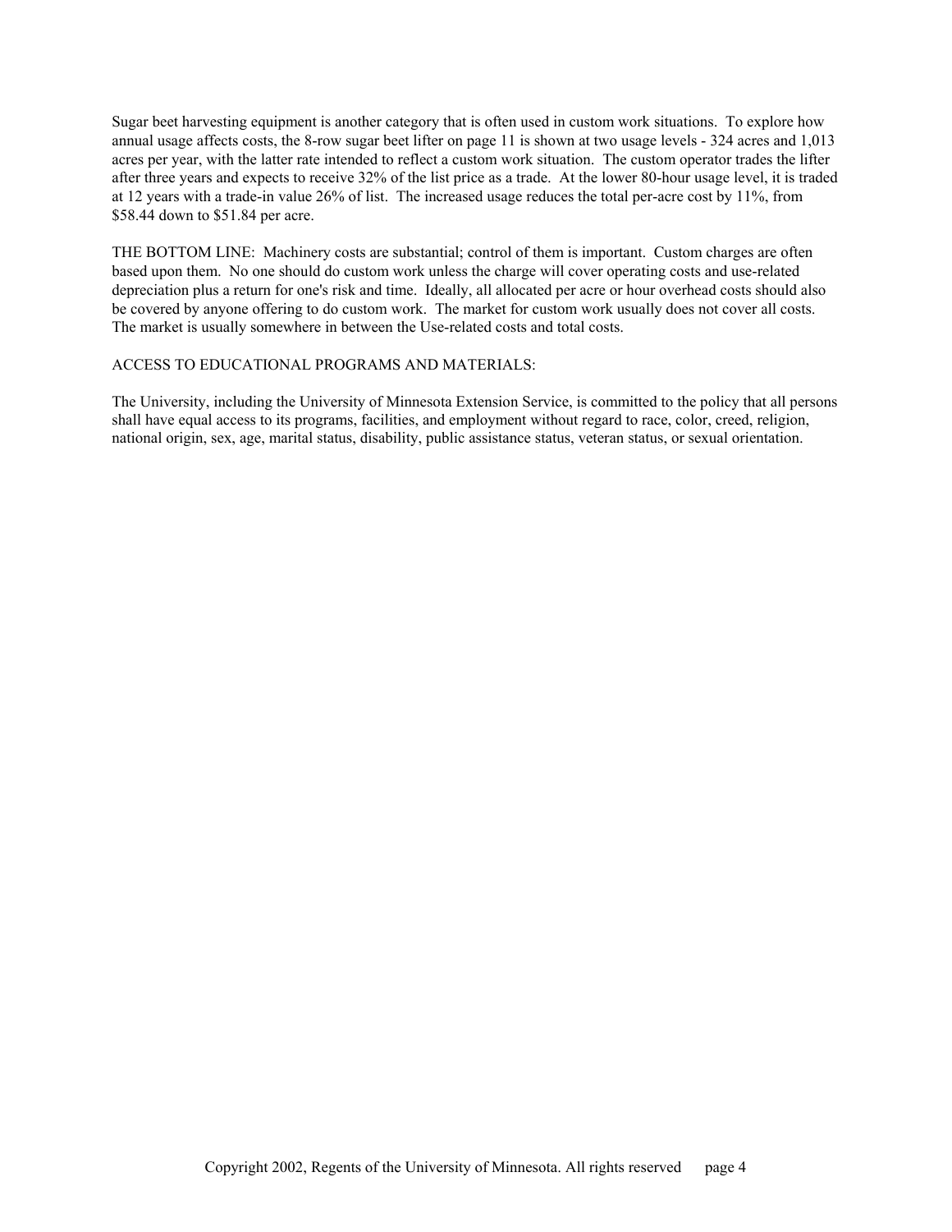Sugar beet harvesting equipment is another category that is often used in custom work situations. To explore how annual usage affects costs, the 8-row sugar beet lifter on page 11 is shown at two usage levels - 324 acres and 1,013 acres per year, with the latter rate intended to reflect a custom work situation. The custom operator trades the lifter after three years and expects to receive 32% of the list price as a trade. At the lower 80-hour usage level, it is traded at 12 years with a trade-in value 26% of list. The increased usage reduces the total per-acre cost by 11%, from $58.44 down to $51.84 per acre.

THE BOTTOM LINE: Machinery costs are substantial; control of them is important. Custom charges are often based upon them. No one should do custom work unless the charge will cover operating costs and use-related depreciation plus a return for one's risk and time. Ideally, all allocated per acre or hour overhead costs should also be covered by anyone offering to do custom work. The market for custom work usually does not cover all costs. The market is usually somewhere in between the Use-related costs and total costs.

ACCESS TO EDUCATIONAL PROGRAMS AND MATERIALS:

The University, including the University of Minnesota Extension Service, is committed to the policy that all persons shall have equal access to its programs, facilities, and employment without regard to race, color, creed, religion, national origin, sex, age, marital status, disability, public assistance status, veteran status, or sexual orientation.

Copyright 2002, Regents of the University of Minnesota. All rights reserved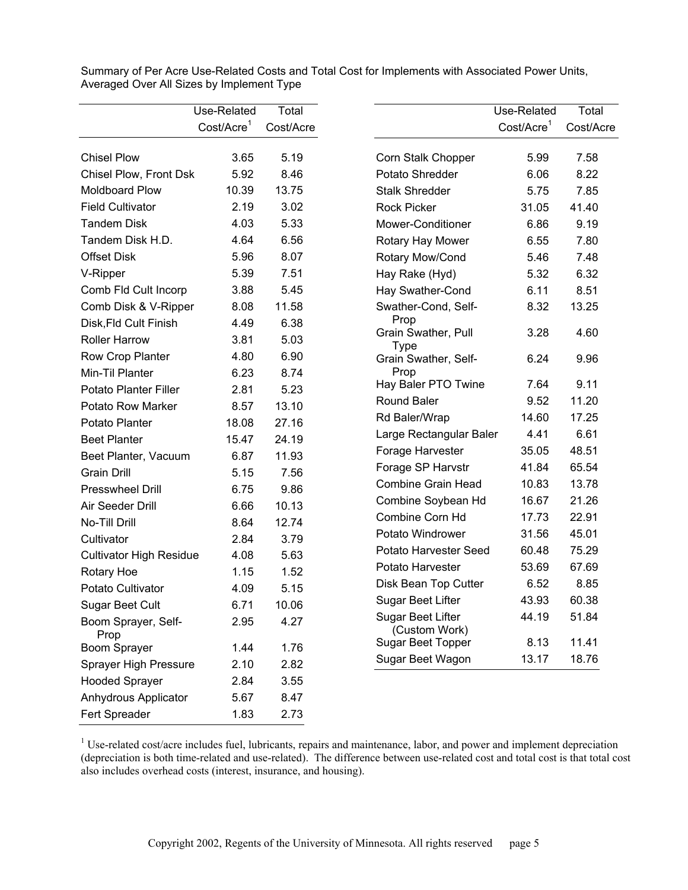Summary of Per Acre Use-Related Costs and Total Cost for Implements with Associated Power Units, Averaged Over All Sizes by Implement Type

| | Use-Related Cost/Acre[1] | Total Cost/Acre |
|---|---|---|
| Chisel Plow | 3.65 | 5.19 |
| Chisel Plow, Front Dsk | 5.92 | 8.46 |
| Moldboard Plow | 10.39 | 13.75 |
| Field Cultivator | 2.19 | 3.02 |
| Tandem Disk | 4.03 | 5.33 |
| Tandem Disk H.D. | 4.64 | 6.56 |
| Offset Disk | 5.96 | 8.07 |
| V-Ripper | 5.39 | 7.51 |
| Comb Fld Cult Incorp | 3.88 | 5.45 |
| Comb Disk & V-Ripper | 8.08 | 11.58 |
| Disk,Fld Cult Finish | 4.49 | 6.38 |
| Roller Harrow | 3.81 | 5.03 |
| Row Crop Planter | 4.80 | 6.90 |
| Min-Til Planter | 6.23 | 8.74 |
| Potato Planter Filler | 2.81 | 5.23 |
| Potato Row Marker | 8.57 | 13.10 |
| Potato Planter | 18.08 | 27.16 |
| Beet Planter | 15.47 | 24.19 |
| Beet Planter, Vacuum | 6.87 | 11.93 |
| Grain Drill | 5.15 | 7.56 |
| Presswheel Drill | 6.75 | 9.86 |
| Air Seeder Drill | 6.66 | 10.13 |
| No-Till Drill | 8.64 | 12.74 |
| Cultivator | 2.84 | 3.79 |
| Cultivator High Residue | 4.08 | 5.63 |
| Rotary Hoe | 1.15 | 1.52 |
| Potato Cultivator | 4.09 | 5.15 |
| Sugar Beet Cult | 6.71 | 10.06 |
| Boom Sprayer, Self-Prop | 2.95 | 4.27 |
| Boom Sprayer | 1.44 | 1.76 |
| Sprayer High Pressure | 2.10 | 2.82 |
| Hooded Sprayer | 2.84 | 3.55 |
| Anhydrous Applicator | 5.67 | 8.47 |
| Fert Spreader | 1.83 | 2.73 |

| | Use-Related Cost/Acre[1] | Total Cost/Acre |
|---|---|---|
| Corn Stalk Chopper | 5.99 | 7.58 |
| Potato Shredder | 6.06 | 8.22 |
| Stalk Shredder | 5.75 | 7.85 |
| Rock Picker | 31.05 | 41.40 |
| Mower-Conditioner | 6.86 | 9.19 |
| Rotary Hay Mower | 6.55 | 7.80 |
| Rotary Mow/Cond | 5.46 | 7.48 |
| Hay Rake (Hyd) | 5.32 | 6.32 |
| Hay Swather-Cond | 6.11 | 8.51 |
| Swather-Cond, Self-Prop | 8.32 | 13.25 |
| Grain Swather, Pull Type | 3.28 | 4.60 |
| Grain Swather, Self-Prop | 6.24 | 9.96 |
| Hay Baler PTO Twine | 7.64 | 9.11 |
| Round Baler | 9.52 | 11.20 |
| Rd Baler/Wrap | 14.60 | 17.25 |
| Large Rectangular Baler | 4.41 | 6.61 |
| Forage Harvester | 35.05 | 48.51 |
| Forage SP Harvstr | 41.84 | 65.54 |
| Combine Grain Head | 10.83 | 13.78 |
| Combine Soybean Hd | 16.67 | 21.26 |
| Combine Corn Hd | 17.73 | 22.91 |
| Potato Windrower | 31.56 | 45.01 |
| Potato Harvester Seed | 60.48 | 75.29 |
| Potato Harvester | 53.69 | 67.69 |
| Disk Bean Top Cutter | 6.52 | 8.85 |
| Sugar Beet Lifter | 43.93 | 60.38 |
| Sugar Beet Lifter (Custom Work) | 44.19 | 51.84 |
| Sugar Beet Topper | 8.13 | 11.41 |
| Sugar Beet Wagon | 13.17 | 18.76 |

[1] Use-related cost/acre includes fuel, lubricants, repairs and maintenance, labor, and power and implement depreciation (depreciation is both time-related and use-related). The difference between use-related cost and total cost is that total cost also includes overhead costs (interest, insurance, and housing).

Copyright 2002, Regents of the University of Minnesota. All rights reserved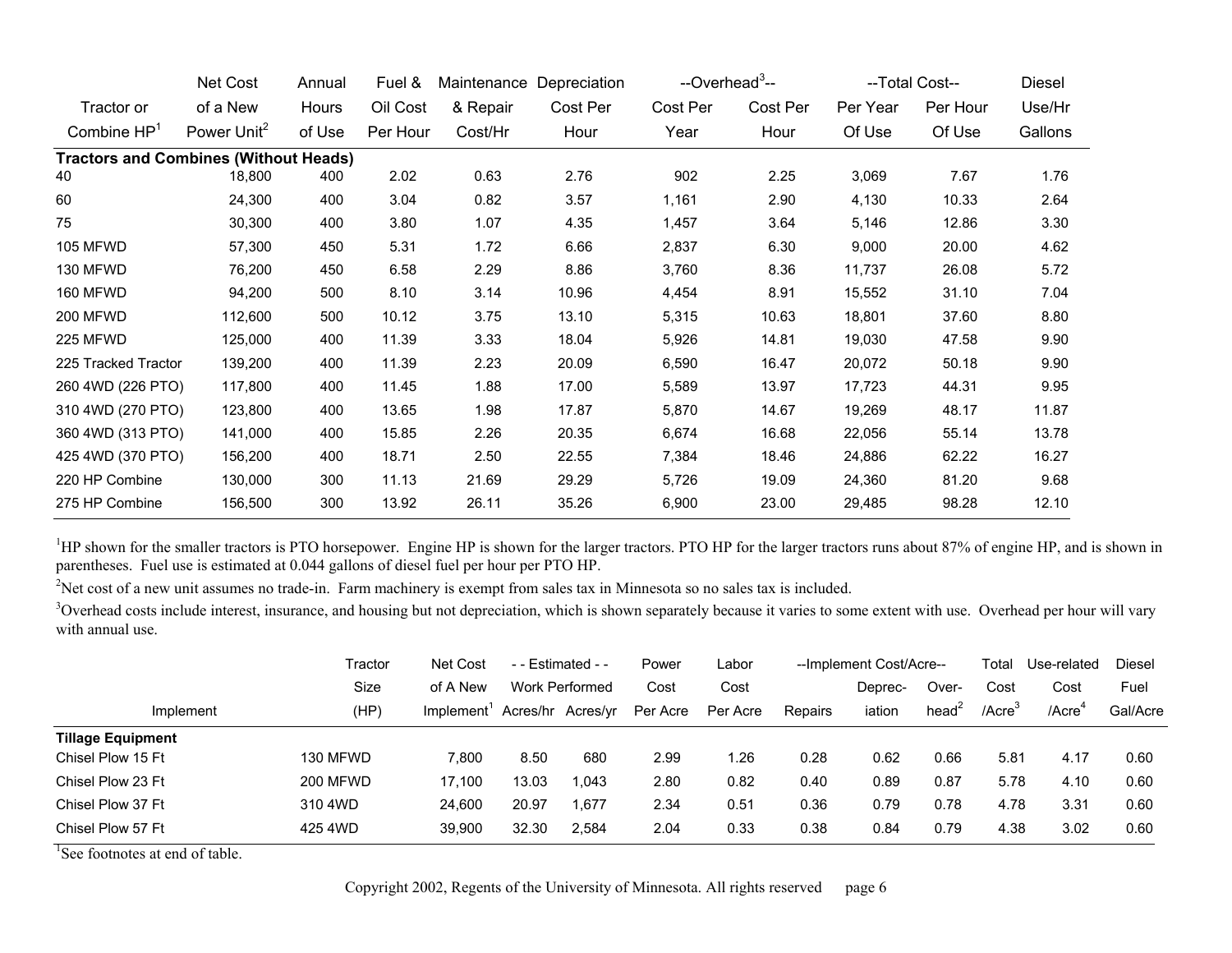| Tractor or Combine HP[1] | Net Cost of a New Power Unit[2] | Annual Hours of Use | Fuel & Oil Cost Per Hour | Maintenance & Repair Cost/Hr | Depreciation Cost Per Hour | --Overhead[3]-- Cost Per Year | Cost Per Hour | --Total Cost-- Per Year Of Use | Per Hour Of Use | Diesel Use/Hr Gallons |
|---|---|---|---|---|---|---|---|---|---|---|
| **Tractors and Combines (Without Heads)** | | | | | | | | | | |
| 40 | 18,800 | 400 | 2.02 | 0.63 | 2.76 | 902 | 2.25 | 3,069 | 7.67 | 1.76 |
| 60 | 24,300 | 400 | 3.04 | 0.82 | 3.57 | 1,161 | 2.90 | 4,130 | 10.33 | 2.64 |
| 75 | 30,300 | 400 | 3.80 | 1.07 | 4.35 | 1,457 | 3.64 | 5,146 | 12.86 | 3.30 |
| 105 MFWD | 57,300 | 450 | 5.31 | 1.72 | 6.66 | 2,837 | 6.30 | 9,000 | 20.00 | 4.62 |
| 130 MFWD | 76,200 | 450 | 6.58 | 2.29 | 8.86 | 3,760 | 8.36 | 11,737 | 26.08 | 5.72 |
| 160 MFWD | 94,200 | 500 | 8.10 | 3.14 | 10.96 | 4,454 | 8.91 | 15,552 | 31.10 | 7.04 |
| 200 MFWD | 112,600 | 500 | 10.12 | 3.75 | 13.10 | 5,315 | 10.63 | 18,801 | 37.60 | 8.80 |
| 225 MFWD | 125,000 | 400 | 11.39 | 3.33 | 18.04 | 5,926 | 14.81 | 19,030 | 47.58 | 9.90 |
| 225 Tracked Tractor | 139,200 | 400 | 11.39 | 2.23 | 20.09 | 6,590 | 16.47 | 20,072 | 50.18 | 9.90 |
| 260 4WD (226 PTO) | 117,800 | 400 | 11.45 | 1.88 | 17.00 | 5,589 | 13.97 | 17,723 | 44.31 | 9.95 |
| 310 4WD (270 PTO) | 123,800 | 400 | 13.65 | 1.98 | 17.87 | 5,870 | 14.67 | 19,269 | 48.17 | 11.87 |
| 360 4WD (313 PTO) | 141,000 | 400 | 15.85 | 2.26 | 20.35 | 6,674 | 16.68 | 22,056 | 55.14 | 13.78 |
| 425 4WD (370 PTO) | 156,200 | 400 | 18.71 | 2.50 | 22.55 | 7,384 | 18.46 | 24,886 | 62.22 | 16.27 |
| 220 HP Combine | 130,000 | 300 | 11.13 | 21.69 | 29.29 | 5,726 | 19.09 | 24,360 | 81.20 | 9.68 |
| 275 HP Combine | 156,500 | 300 | 13.92 | 26.11 | 35.26 | 6,900 | 23.00 | 29,485 | 98.28 | 12.10 |

[1]HP shown for the smaller tractors is PTO horsepower. Engine HP is shown for the larger tractors. PTO HP for the larger tractors runs about 87% of engine HP, and is shown in parentheses. Fuel use is estimated at 0.044 gallons of diesel fuel per hour per PTO HP.

[2]Net cost of a new unit assumes no trade-in. Farm machinery is exempt from sales tax in Minnesota so no sales tax is included.

[3]Overhead costs include interest, insurance, and housing but not depreciation, which is shown separately because it varies to some extent with use. Overhead per hour will vary with annual use.

| Implement | Tractor Size (HP) | Net Cost of A New Implement[1] | - - Estimated - - Work Performed Acres/hr | Acres/yr | Power Cost Per Acre | Labor Cost Per Acre | --Implement Cost/Acre-- Repairs | Deprec-iation | Over-head[2] | Total Cost /Acre[3] | Use-related Cost /Acre[4] | Diesel Fuel Gal/Acre |
|---|---|---|---|---|---|---|---|---|---|---|---|---|
| **Tillage Equipment** | | | | | | | | | | | | |
| Chisel Plow 15 Ft | 130 MFWD | 7,800 | 8.50 | 680 | 2.99 | 1.26 | 0.28 | 0.62 | 0.66 | 5.81 | 4.17 | 0.60 |
| Chisel Plow 23 Ft | 200 MFWD | 17,100 | 13.03 | 1,043 | 2.80 | 0.82 | 0.40 | 0.89 | 0.87 | 5.78 | 4.10 | 0.60 |
| Chisel Plow 37 Ft | 310 4WD | 24,600 | 20.97 | 1,677 | 2.34 | 0.51 | 0.36 | 0.79 | 0.78 | 4.78 | 3.31 | 0.60 |
| Chisel Plow 57 Ft | 425 4WD | 39,900 | 32.30 | 2,584 | 2.04 | 0.33 | 0.38 | 0.84 | 0.79 | 4.38 | 3.02 | 0.60 |

[1]See footnotes at end of table.

Copyright 2002, Regents of the University of Minnesota. All rights reserved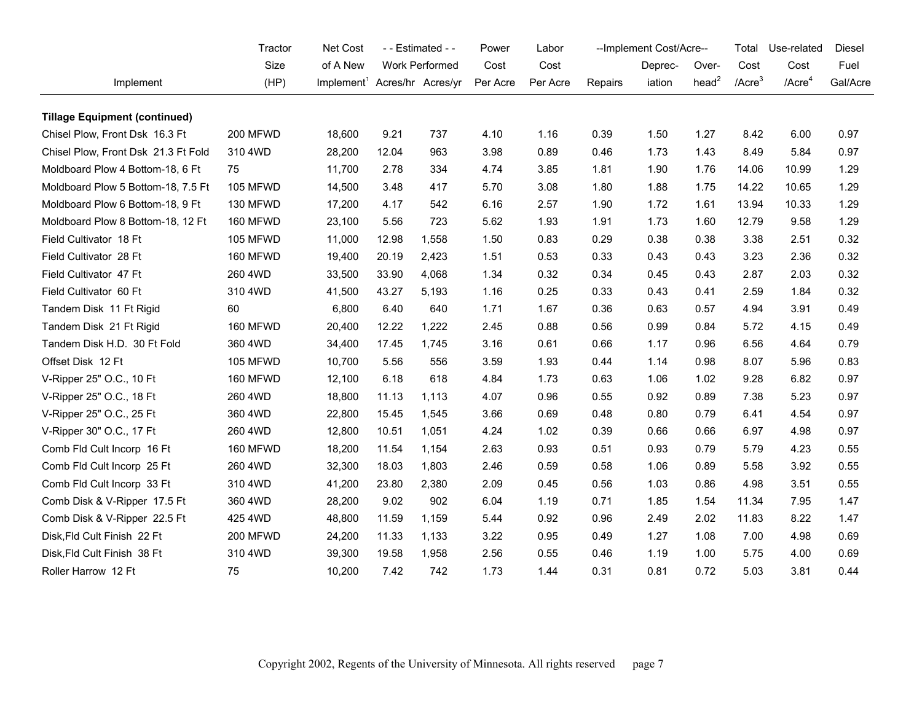| Implement | Tractor Size (HP) | Net Cost of A New Implement[1] | - - Estimated - - Work Performed Acres/hr | Acres/yr | Power Cost Per Acre | Labor Cost Per Acre | --Implement Cost/Acre-- Repairs | Deprec-iation | Over-head[2] | Total Cost /Acre[3] | Use-related Cost /Acre[4] | Diesel Fuel Gal/Acre |
|---|---|---|---|---|---|---|---|---|---|---|---|---|
| **Tillage Equipment (continued)** | | | | | | | | | | | | |
| Chisel Plow, Front Dsk 16.3 Ft | 200 MFWD | 18,600 | 9.21 | 737 | 4.10 | 1.16 | 0.39 | 1.50 | 1.27 | 8.42 | 6.00 | 0.97 |
| Chisel Plow, Front Dsk 21.3 Ft Fold | 310 4WD | 28,200 | 12.04 | 963 | 3.98 | 0.89 | 0.46 | 1.73 | 1.43 | 8.49 | 5.84 | 0.97 |
| Moldboard Plow 4 Bottom-18, 6 Ft | 75 | 11,700 | 2.78 | 334 | 4.74 | 3.85 | 1.81 | 1.90 | 1.76 | 14.06 | 10.99 | 1.29 |
| Moldboard Plow 5 Bottom-18, 7.5 Ft | 105 MFWD | 14,500 | 3.48 | 417 | 5.70 | 3.08 | 1.80 | 1.88 | 1.75 | 14.22 | 10.65 | 1.29 |
| Moldboard Plow 6 Bottom-18, 9 Ft | 130 MFWD | 17,200 | 4.17 | 542 | 6.16 | 2.57 | 1.90 | 1.72 | 1.61 | 13.94 | 10.33 | 1.29 |
| Moldboard Plow 8 Bottom-18, 12 Ft | 160 MFWD | 23,100 | 5.56 | 723 | 5.62 | 1.93 | 1.91 | 1.73 | 1.60 | 12.79 | 9.58 | 1.29 |
| Field Cultivator 18 Ft | 105 MFWD | 11,000 | 12.98 | 1,558 | 1.50 | 0.83 | 0.29 | 0.38 | 0.38 | 3.38 | 2.51 | 0.32 |
| Field Cultivator 28 Ft | 160 MFWD | 19,400 | 20.19 | 2,423 | 1.51 | 0.53 | 0.33 | 0.43 | 0.43 | 3.23 | 2.36 | 0.32 |
| Field Cultivator 47 Ft | 260 4WD | 33,500 | 33.90 | 4,068 | 1.34 | 0.32 | 0.34 | 0.45 | 0.43 | 2.87 | 2.03 | 0.32 |
| Field Cultivator 60 Ft | 310 4WD | 41,500 | 43.27 | 5,193 | 1.16 | 0.25 | 0.33 | 0.43 | 0.41 | 2.59 | 1.84 | 0.32 |
| Tandem Disk 11 Ft Rigid | 60 | 6,800 | 6.40 | 640 | 1.71 | 1.67 | 0.36 | 0.63 | 0.57 | 4.94 | 3.91 | 0.49 |
| Tandem Disk 21 Ft Rigid | 160 MFWD | 20,400 | 12.22 | 1,222 | 2.45 | 0.88 | 0.56 | 0.99 | 0.84 | 5.72 | 4.15 | 0.49 |
| Tandem Disk H.D. 30 Ft Fold | 360 4WD | 34,400 | 17.45 | 1,745 | 3.16 | 0.61 | 0.66 | 1.17 | 0.96 | 6.56 | 4.64 | 0.79 |
| Offset Disk 12 Ft | 105 MFWD | 10,700 | 5.56 | 556 | 3.59 | 1.93 | 0.44 | 1.14 | 0.98 | 8.07 | 5.96 | 0.83 |
| V-Ripper 25" O.C., 10 Ft | 160 MFWD | 12,100 | 6.18 | 618 | 4.84 | 1.73 | 0.63 | 1.06 | 1.02 | 9.28 | 6.82 | 0.97 |
| V-Ripper 25" O.C., 18 Ft | 260 4WD | 18,800 | 11.13 | 1,113 | 4.07 | 0.96 | 0.55 | 0.92 | 0.89 | 7.38 | 5.23 | 0.97 |
| V-Ripper 25" O.C., 25 Ft | 360 4WD | 22,800 | 15.45 | 1,545 | 3.66 | 0.69 | 0.48 | 0.80 | 0.79 | 6.41 | 4.54 | 0.97 |
| V-Ripper 30" O.C., 17 Ft | 260 4WD | 12,800 | 10.51 | 1,051 | 4.24 | 1.02 | 0.39 | 0.66 | 0.66 | 6.97 | 4.98 | 0.97 |
| Comb Fld Cult Incorp 16 Ft | 160 MFWD | 18,200 | 11.54 | 1,154 | 2.63 | 0.93 | 0.51 | 0.93 | 0.79 | 5.79 | 4.23 | 0.55 |
| Comb Fld Cult Incorp 25 Ft | 260 4WD | 32,300 | 18.03 | 1,803 | 2.46 | 0.59 | 0.58 | 1.06 | 0.89 | 5.58 | 3.92 | 0.55 |
| Comb Fld Cult Incorp 33 Ft | 310 4WD | 41,200 | 23.80 | 2,380 | 2.09 | 0.45 | 0.56 | 1.03 | 0.86 | 4.98 | 3.51 | 0.55 |
| Comb Disk & V-Ripper 17.5 Ft | 360 4WD | 28,200 | 9.02 | 902 | 6.04 | 1.19 | 0.71 | 1.85 | 1.54 | 11.34 | 7.95 | 1.47 |
| Comb Disk & V-Ripper 22.5 Ft | 425 4WD | 48,800 | 11.59 | 1,159 | 5.44 | 0.92 | 0.96 | 2.49 | 2.02 | 11.83 | 8.22 | 1.47 |
| Disk,Fld Cult Finish 22 Ft | 200 MFWD | 24,200 | 11.33 | 1,133 | 3.22 | 0.95 | 0.49 | 1.27 | 1.08 | 7.00 | 4.98 | 0.69 |
| Disk,Fld Cult Finish 38 Ft | 310 4WD | 39,300 | 19.58 | 1,958 | 2.56 | 0.55 | 0.46 | 1.19 | 1.00 | 5.75 | 4.00 | 0.69 |
| Roller Harrow 12 Ft | 75 | 10,200 | 7.42 | 742 | 1.73 | 1.44 | 0.31 | 0.81 | 0.72 | 5.03 | 3.81 | 0.44 |

Copyright 2002, Regents of the University of Minnesota. All rights reserved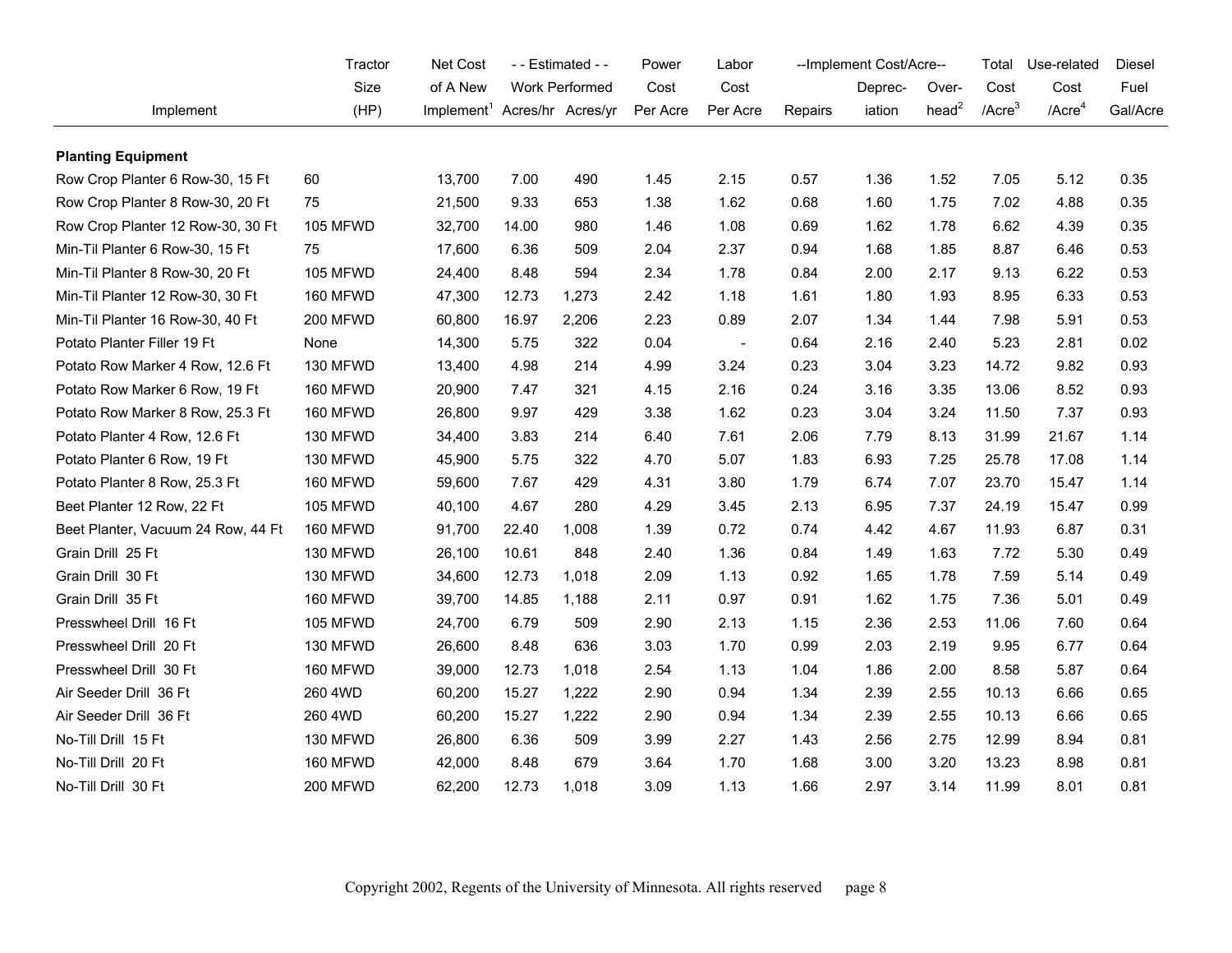| Implement | Tractor Size (HP) | Net Cost of A New Implement[1] | - - Estimated - - Work Performed Acres/hr | Acres/yr | Power Cost Per Acre | Labor Cost Per Acre | --Implement Cost/Acre-- Repairs | Deprec-iation | Over-head[2] | Total Cost /Acre[3] | Use-related Cost /Acre[4] | Diesel Fuel Gal/Acre |
|---|---|---|---|---|---|---|---|---|---|---|---|---|
| **Planting Equipment** | | | | | | | | | | | | |
| Row Crop Planter 6 Row-30, 15 Ft | 60 | 13,700 | 7.00 | 490 | 1.45 | 2.15 | 0.57 | 1.36 | 1.52 | 7.05 | 5.12 | 0.35 |
| Row Crop Planter 8 Row-30, 20 Ft | 75 | 21,500 | 9.33 | 653 | 1.38 | 1.62 | 0.68 | 1.60 | 1.75 | 7.02 | 4.88 | 0.35 |
| Row Crop Planter 12 Row-30, 30 Ft | 105 MFWD | 32,700 | 14.00 | 980 | 1.46 | 1.08 | 0.69 | 1.62 | 1.78 | 6.62 | 4.39 | 0.35 |
| Min-Til Planter 6 Row-30, 15 Ft | 75 | 17,600 | 6.36 | 509 | 2.04 | 2.37 | 0.94 | 1.68 | 1.85 | 8.87 | 6.46 | 0.53 |
| Min-Til Planter 8 Row-30, 20 Ft | 105 MFWD | 24,400 | 8.48 | 594 | 2.34 | 1.78 | 0.84 | 2.00 | 2.17 | 9.13 | 6.22 | 0.53 |
| Min-Til Planter 12 Row-30, 30 Ft | 160 MFWD | 47,300 | 12.73 | 1,273 | 2.42 | 1.18 | 1.61 | 1.80 | 1.93 | 8.95 | 6.33 | 0.53 |
| Min-Til Planter 16 Row-30, 40 Ft | 200 MFWD | 60,800 | 16.97 | 2,206 | 2.23 | 0.89 | 2.07 | 1.34 | 1.44 | 7.98 | 5.91 | 0.53 |
| Potato Planter Filler 19 Ft | None | 14,300 | 5.75 | 322 | 0.04 | - | 0.64 | 2.16 | 2.40 | 5.23 | 2.81 | 0.02 |
| Potato Row Marker 4 Row, 12.6 Ft | 130 MFWD | 13,400 | 4.98 | 214 | 4.99 | 3.24 | 0.23 | 3.04 | 3.23 | 14.72 | 9.82 | 0.93 |
| Potato Row Marker 6 Row, 19 Ft | 160 MFWD | 20,900 | 7.47 | 321 | 4.15 | 2.16 | 0.24 | 3.16 | 3.35 | 13.06 | 8.52 | 0.93 |
| Potato Row Marker 8 Row, 25.3 Ft | 160 MFWD | 26,800 | 9.97 | 429 | 3.38 | 1.62 | 0.23 | 3.04 | 3.24 | 11.50 | 7.37 | 0.93 |
| Potato Planter 4 Row, 12.6 Ft | 130 MFWD | 34,400 | 3.83 | 214 | 6.40 | 7.61 | 2.06 | 7.79 | 8.13 | 31.99 | 21.67 | 1.14 |
| Potato Planter 6 Row, 19 Ft | 130 MFWD | 45,900 | 5.75 | 322 | 4.70 | 5.07 | 1.83 | 6.93 | 7.25 | 25.78 | 17.08 | 1.14 |
| Potato Planter 8 Row, 25.3 Ft | 160 MFWD | 59,600 | 7.67 | 429 | 4.31 | 3.80 | 1.79 | 6.74 | 7.07 | 23.70 | 15.47 | 1.14 |
| Beet Planter 12 Row, 22 Ft | 105 MFWD | 40,100 | 4.67 | 280 | 4.29 | 3.45 | 2.13 | 6.95 | 7.37 | 24.19 | 15.47 | 0.99 |
| Beet Planter, Vacuum 24 Row, 44 Ft | 160 MFWD | 91,700 | 22.40 | 1,008 | 1.39 | 0.72 | 0.74 | 4.42 | 4.67 | 11.93 | 6.87 | 0.31 |
| Grain Drill 25 Ft | 130 MFWD | 26,100 | 10.61 | 848 | 2.40 | 1.36 | 0.84 | 1.49 | 1.63 | 7.72 | 5.30 | 0.49 |
| Grain Drill 30 Ft | 130 MFWD | 34,600 | 12.73 | 1,018 | 2.09 | 1.13 | 0.92 | 1.65 | 1.78 | 7.59 | 5.14 | 0.49 |
| Grain Drill 35 Ft | 160 MFWD | 39,700 | 14.85 | 1,188 | 2.11 | 0.97 | 0.91 | 1.62 | 1.75 | 7.36 | 5.01 | 0.49 |
| Presswheel Drill 16 Ft | 105 MFWD | 24,700 | 6.79 | 509 | 2.90 | 2.13 | 1.15 | 2.36 | 2.53 | 11.06 | 7.60 | 0.64 |
| Presswheel Drill 20 Ft | 130 MFWD | 26,600 | 8.48 | 636 | 3.03 | 1.70 | 0.99 | 2.03 | 2.19 | 9.95 | 6.77 | 0.64 |
| Presswheel Drill 30 Ft | 160 MFWD | 39,000 | 12.73 | 1,018 | 2.54 | 1.13 | 1.04 | 1.86 | 2.00 | 8.58 | 5.87 | 0.64 |
| Air Seeder Drill 36 Ft | 260 4WD | 60,200 | 15.27 | 1,222 | 2.90 | 0.94 | 1.34 | 2.39 | 2.55 | 10.13 | 6.66 | 0.65 |
| Air Seeder Drill 36 Ft | 260 4WD | 60,200 | 15.27 | 1,222 | 2.90 | 0.94 | 1.34 | 2.39 | 2.55 | 10.13 | 6.66 | 0.65 |
| No-Till Drill 15 Ft | 130 MFWD | 26,800 | 6.36 | 509 | 3.99 | 2.27 | 1.43 | 2.56 | 2.75 | 12.99 | 8.94 | 0.81 |
| No-Till Drill 20 Ft | 160 MFWD | 42,000 | 8.48 | 679 | 3.64 | 1.70 | 1.68 | 3.00 | 3.20 | 13.23 | 8.98 | 0.81 |
| No-Till Drill 30 Ft | 200 MFWD | 62,200 | 12.73 | 1,018 | 3.09 | 1.13 | 1.66 | 2.97 | 3.14 | 11.99 | 8.01 | 0.81 |

Copyright 2002, Regents of the University of Minnesota. All rights reserved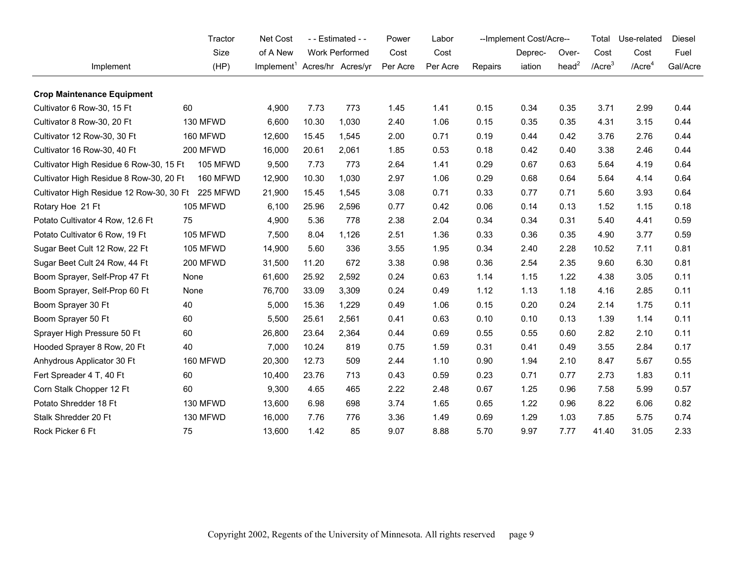| Implement | Tractor Size (HP) | Net Cost of A New Implement[1] | - - Estimated - - Work Performed Acres/hr | Acres/yr | Power Cost Per Acre | Labor Cost Per Acre | --Implement Cost/Acre-- Repairs | Deprec-iation | Over-head[2] | Total Cost /Acre[3] | Use-related Cost /Acre[4] | Diesel Fuel Gal/Acre |
|---|---|---|---|---|---|---|---|---|---|---|---|---|
| **Crop Maintenance Equipment** | | | | | | | | | | | | |
| Cultivator 6 Row-30, 15 Ft | 60 | 4,900 | 7.73 | 773 | 1.45 | 1.41 | 0.15 | 0.34 | 0.35 | 3.71 | 2.99 | 0.44 |
| Cultivator 8 Row-30, 20 Ft | 130 MFWD | 6,600 | 10.30 | 1,030 | 2.40 | 1.06 | 0.15 | 0.35 | 0.35 | 4.31 | 3.15 | 0.44 |
| Cultivator 12 Row-30, 30 Ft | 160 MFWD | 12,600 | 15.45 | 1,545 | 2.00 | 0.71 | 0.19 | 0.44 | 0.42 | 3.76 | 2.76 | 0.44 |
| Cultivator 16 Row-30, 40 Ft | 200 MFWD | 16,000 | 20.61 | 2,061 | 1.85 | 0.53 | 0.18 | 0.42 | 0.40 | 3.38 | 2.46 | 0.44 |
| Cultivator High Residue 6 Row-30, 15 Ft | 105 MFWD | 9,500 | 7.73 | 773 | 2.64 | 1.41 | 0.29 | 0.67 | 0.63 | 5.64 | 4.19 | 0.64 |
| Cultivator High Residue 8 Row-30, 20 Ft | 160 MFWD | 12,900 | 10.30 | 1,030 | 2.97 | 1.06 | 0.29 | 0.68 | 0.64 | 5.64 | 4.14 | 0.64 |
| Cultivator High Residue 12 Row-30, 30 Ft | 225 MFWD | 21,900 | 15.45 | 1,545 | 3.08 | 0.71 | 0.33 | 0.77 | 0.71 | 5.60 | 3.93 | 0.64 |
| Rotary Hoe 21 Ft | 105 MFWD | 6,100 | 25.96 | 2,596 | 0.77 | 0.42 | 0.06 | 0.14 | 0.13 | 1.52 | 1.15 | 0.18 |
| Potato Cultivator 4 Row, 12.6 Ft | 75 | 4,900 | 5.36 | 778 | 2.38 | 2.04 | 0.34 | 0.34 | 0.31 | 5.40 | 4.41 | 0.59 |
| Potato Cultivator 6 Row, 19 Ft | 105 MFWD | 7,500 | 8.04 | 1,126 | 2.51 | 1.36 | 0.33 | 0.36 | 0.35 | 4.90 | 3.77 | 0.59 |
| Sugar Beet Cult 12 Row, 22 Ft | 105 MFWD | 14,900 | 5.60 | 336 | 3.55 | 1.95 | 0.34 | 2.40 | 2.28 | 10.52 | 7.11 | 0.81 |
| Sugar Beet Cult 24 Row, 44 Ft | 200 MFWD | 31,500 | 11.20 | 672 | 3.38 | 0.98 | 0.36 | 2.54 | 2.35 | 9.60 | 6.30 | 0.81 |
| Boom Sprayer, Self-Prop 47 Ft | None | 61,600 | 25.92 | 2,592 | 0.24 | 0.63 | 1.14 | 1.15 | 1.22 | 4.38 | 3.05 | 0.11 |
| Boom Sprayer, Self-Prop 60 Ft | None | 76,700 | 33.09 | 3,309 | 0.24 | 0.49 | 1.12 | 1.13 | 1.18 | 4.16 | 2.85 | 0.11 |
| Boom Sprayer 30 Ft | 40 | 5,000 | 15.36 | 1,229 | 0.49 | 1.06 | 0.15 | 0.20 | 0.24 | 2.14 | 1.75 | 0.11 |
| Boom Sprayer 50 Ft | 60 | 5,500 | 25.61 | 2,561 | 0.41 | 0.63 | 0.10 | 0.10 | 0.13 | 1.39 | 1.14 | 0.11 |
| Sprayer High Pressure 50 Ft | 60 | 26,800 | 23.64 | 2,364 | 0.44 | 0.69 | 0.55 | 0.55 | 0.60 | 2.82 | 2.10 | 0.11 |
| Hooded Sprayer 8 Row, 20 Ft | 40 | 7,000 | 10.24 | 819 | 0.75 | 1.59 | 0.31 | 0.41 | 0.49 | 3.55 | 2.84 | 0.17 |
| Anhydrous Applicator 30 Ft | 160 MFWD | 20,300 | 12.73 | 509 | 2.44 | 1.10 | 0.90 | 1.94 | 2.10 | 8.47 | 5.67 | 0.55 |
| Fert Spreader 4 T, 40 Ft | 60 | 10,400 | 23.76 | 713 | 0.43 | 0.59 | 0.23 | 0.71 | 0.77 | 2.73 | 1.83 | 0.11 |
| Corn Stalk Chopper 12 Ft | 60 | 9,300 | 4.65 | 465 | 2.22 | 2.48 | 0.67 | 1.25 | 0.96 | 7.58 | 5.99 | 0.57 |
| Potato Shredder 18 Ft | 130 MFWD | 13,600 | 6.98 | 698 | 3.74 | 1.65 | 0.65 | 1.22 | 0.96 | 8.22 | 6.06 | 0.82 |
| Stalk Shredder 20 Ft | 130 MFWD | 16,000 | 7.76 | 776 | 3.36 | 1.49 | 0.69 | 1.29 | 1.03 | 7.85 | 5.75 | 0.74 |
| Rock Picker 6 Ft | 75 | 13,600 | 1.42 | 85 | 9.07 | 8.88 | 5.70 | 9.97 | 7.77 | 41.40 | 31.05 | 2.33 |

Copyright 2002, Regents of the University of Minnesota. All rights reserved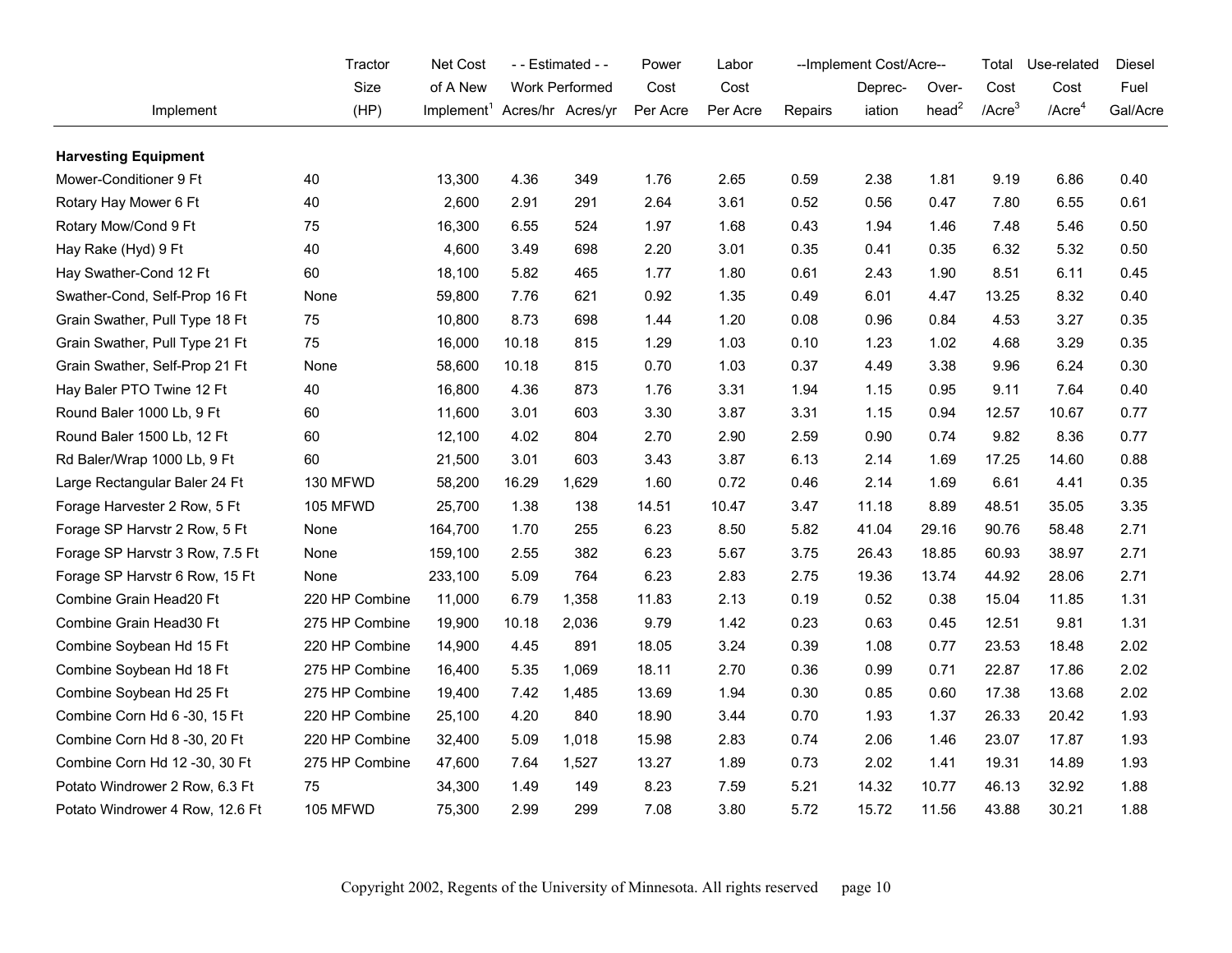| Implement | Tractor Size (HP) | Net Cost of A New Implement[1] | - - Estimated - - Work Performed Acres/hr | Acres/yr | Power Cost Per Acre | Labor Cost Per Acre | --Implement Cost/Acre-- Repairs | Deprec-iation | Over-head[2] | Total Cost /Acre[3] | Use-related Cost /Acre[4] | Diesel Fuel Gal/Acre |
|---|---|---|---|---|---|---|---|---|---|---|---|---|
| **Harvesting Equipment** | | | | | | | | | | | | |
| Mower-Conditioner 9 Ft | 40 | 13,300 | 4.36 | 349 | 1.76 | 2.65 | 0.59 | 2.38 | 1.81 | 9.19 | 6.86 | 0.40 |
| Rotary Hay Mower 6 Ft | 40 | 2,600 | 2.91 | 291 | 2.64 | 3.61 | 0.52 | 0.56 | 0.47 | 7.80 | 6.55 | 0.61 |
| Rotary Mow/Cond 9 Ft | 75 | 16,300 | 6.55 | 524 | 1.97 | 1.68 | 0.43 | 1.94 | 1.46 | 7.48 | 5.46 | 0.50 |
| Hay Rake (Hyd) 9 Ft | 40 | 4,600 | 3.49 | 698 | 2.20 | 3.01 | 0.35 | 0.41 | 0.35 | 6.32 | 5.32 | 0.50 |
| Hay Swather-Cond 12 Ft | 60 | 18,100 | 5.82 | 465 | 1.77 | 1.80 | 0.61 | 2.43 | 1.90 | 8.51 | 6.11 | 0.45 |
| Swather-Cond, Self-Prop 16 Ft | None | 59,800 | 7.76 | 621 | 0.92 | 1.35 | 0.49 | 6.01 | 4.47 | 13.25 | 8.32 | 0.40 |
| Grain Swather, Pull Type 18 Ft | 75 | 10,800 | 8.73 | 698 | 1.44 | 1.20 | 0.08 | 0.96 | 0.84 | 4.53 | 3.27 | 0.35 |
| Grain Swather, Pull Type 21 Ft | 75 | 16,000 | 10.18 | 815 | 1.29 | 1.03 | 0.10 | 1.23 | 1.02 | 4.68 | 3.29 | 0.35 |
| Grain Swather, Self-Prop 21 Ft | None | 58,600 | 10.18 | 815 | 0.70 | 1.03 | 0.37 | 4.49 | 3.38 | 9.96 | 6.24 | 0.30 |
| Hay Baler PTO Twine 12 Ft | 40 | 16,800 | 4.36 | 873 | 1.76 | 3.31 | 1.94 | 1.15 | 0.95 | 9.11 | 7.64 | 0.40 |
| Round Baler 1000 Lb, 9 Ft | 60 | 11,600 | 3.01 | 603 | 3.30 | 3.87 | 3.31 | 1.15 | 0.94 | 12.57 | 10.67 | 0.77 |
| Round Baler 1500 Lb, 12 Ft | 60 | 12,100 | 4.02 | 804 | 2.70 | 2.90 | 2.59 | 0.90 | 0.74 | 9.82 | 8.36 | 0.77 |
| Rd Baler/Wrap 1000 Lb, 9 Ft | 60 | 21,500 | 3.01 | 603 | 3.43 | 3.87 | 6.13 | 2.14 | 1.69 | 17.25 | 14.60 | 0.88 |
| Large Rectangular Baler 24 Ft | 130 MFWD | 58,200 | 16.29 | 1,629 | 1.60 | 0.72 | 0.46 | 2.14 | 1.69 | 6.61 | 4.41 | 0.35 |
| Forage Harvester 2 Row, 5 Ft | 105 MFWD | 25,700 | 1.38 | 138 | 14.51 | 10.47 | 3.47 | 11.18 | 8.89 | 48.51 | 35.05 | 3.35 |
| Forage SP Harvstr 2 Row, 5 Ft | None | 164,700 | 1.70 | 255 | 6.23 | 8.50 | 5.82 | 41.04 | 29.16 | 90.76 | 58.48 | 2.71 |
| Forage SP Harvstr 3 Row, 7.5 Ft | None | 159,100 | 2.55 | 382 | 6.23 | 5.67 | 3.75 | 26.43 | 18.85 | 60.93 | 38.97 | 2.71 |
| Forage SP Harvstr 6 Row, 15 Ft | None | 233,100 | 5.09 | 764 | 6.23 | 2.83 | 2.75 | 19.36 | 13.74 | 44.92 | 28.06 | 2.71 |
| Combine Grain Head20 Ft | 220 HP Combine | 11,000 | 6.79 | 1,358 | 11.83 | 2.13 | 0.19 | 0.52 | 0.38 | 15.04 | 11.85 | 1.31 |
| Combine Grain Head30 Ft | 275 HP Combine | 19,900 | 10.18 | 2,036 | 9.79 | 1.42 | 0.23 | 0.63 | 0.45 | 12.51 | 9.81 | 1.31 |
| Combine Soybean Hd 15 Ft | 220 HP Combine | 14,900 | 4.45 | 891 | 18.05 | 3.24 | 0.39 | 1.08 | 0.77 | 23.53 | 18.48 | 2.02 |
| Combine Soybean Hd 18 Ft | 275 HP Combine | 16,400 | 5.35 | 1,069 | 18.11 | 2.70 | 0.36 | 0.99 | 0.71 | 22.87 | 17.86 | 2.02 |
| Combine Soybean Hd 25 Ft | 275 HP Combine | 19,400 | 7.42 | 1,485 | 13.69 | 1.94 | 0.30 | 0.85 | 0.60 | 17.38 | 13.68 | 2.02 |
| Combine Corn Hd 6 -30, 15 Ft | 220 HP Combine | 25,100 | 4.20 | 840 | 18.90 | 3.44 | 0.70 | 1.93 | 1.37 | 26.33 | 20.42 | 1.93 |
| Combine Corn Hd 8 -30, 20 Ft | 220 HP Combine | 32,400 | 5.09 | 1,018 | 15.98 | 2.83 | 0.74 | 2.06 | 1.46 | 23.07 | 17.87 | 1.93 |
| Combine Corn Hd 12 -30, 30 Ft | 275 HP Combine | 47,600 | 7.64 | 1,527 | 13.27 | 1.89 | 0.73 | 2.02 | 1.41 | 19.31 | 14.89 | 1.93 |
| Potato Windrower 2 Row, 6.3 Ft | 75 | 34,300 | 1.49 | 149 | 8.23 | 7.59 | 5.21 | 14.32 | 10.77 | 46.13 | 32.92 | 1.88 |
| Potato Windrower 4 Row, 12.6 Ft | 105 MFWD | 75,300 | 2.99 | 299 | 7.08 | 3.80 | 5.72 | 15.72 | 11.56 | 43.88 | 30.21 | 1.88 |

Copyright 2002, Regents of the University of Minnesota. All rights reserved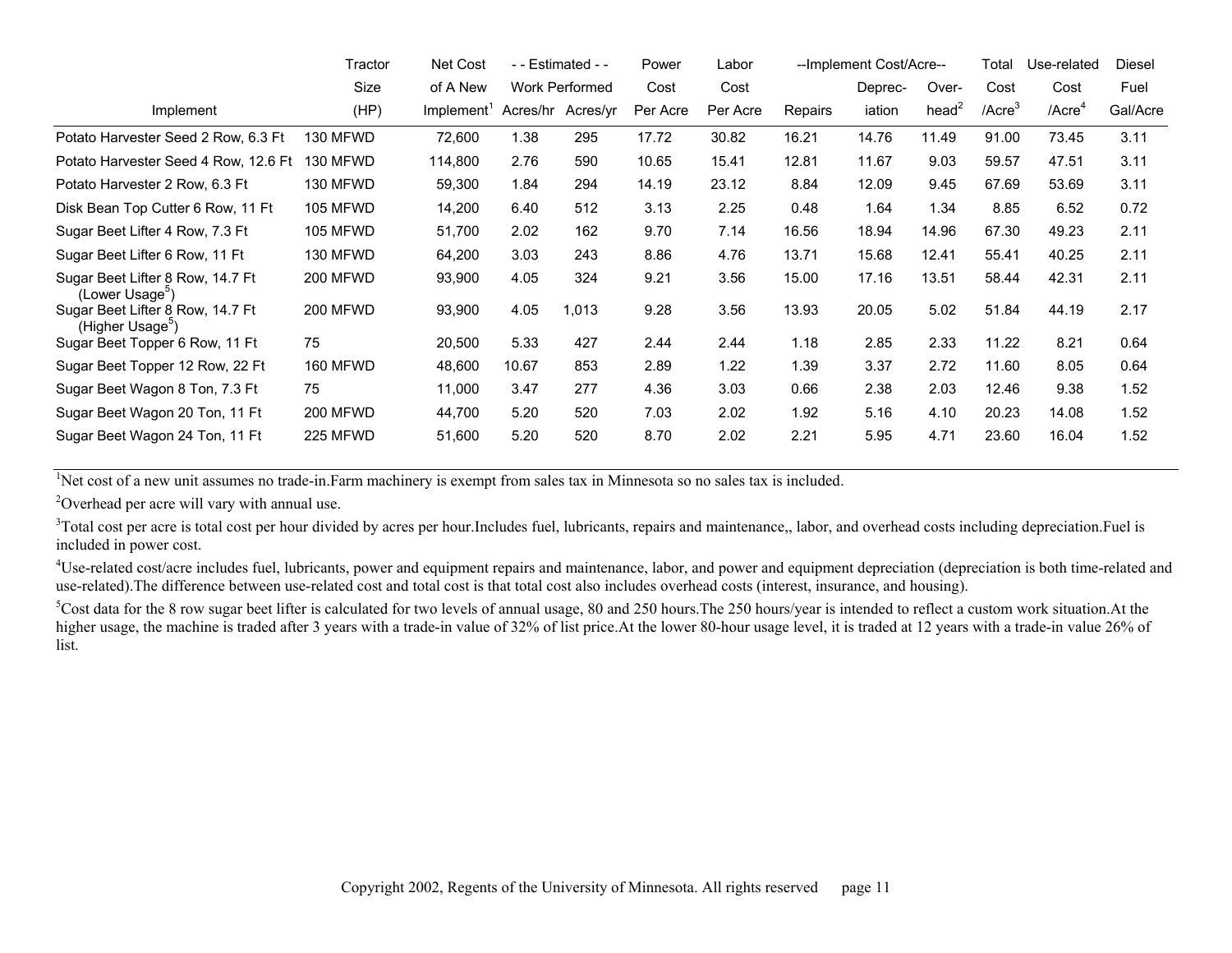| Implement | Tractor Size (HP) | Net Cost of A New Implement[1] | - - Estimated - - Work Performed Acres/hr | Acres/yr | Power Cost Per Acre | Labor Cost Per Acre | --Implement Cost/Acre-- Repairs | Deprec-iation | Over-head[2] | Total Cost /Acre[3] | Use-related Cost /Acre[4] | Diesel Fuel Gal/Acre |
|---|---|---|---|---|---|---|---|---|---|---|---|---|
| Potato Harvester Seed 2 Row, 6.3 Ft | 130 MFWD | 72,600 | 1.38 | 295 | 17.72 | 30.82 | 16.21 | 14.76 | 11.49 | 91.00 | 73.45 | 3.11 |
| Potato Harvester Seed 4 Row, 12.6 Ft | 130 MFWD | 114,800 | 2.76 | 590 | 10.65 | 15.41 | 12.81 | 11.67 | 9.03 | 59.57 | 47.51 | 3.11 |
| Potato Harvester 2 Row, 6.3 Ft | 130 MFWD | 59,300 | 1.84 | 294 | 14.19 | 23.12 | 8.84 | 12.09 | 9.45 | 67.69 | 53.69 | 3.11 |
| Disk Bean Top Cutter 6 Row, 11 Ft | 105 MFWD | 14,200 | 6.40 | 512 | 3.13 | 2.25 | 0.48 | 1.64 | 1.34 | 8.85 | 6.52 | 0.72 |
| Sugar Beet Lifter 4 Row, 7.3 Ft | 105 MFWD | 51,700 | 2.02 | 162 | 9.70 | 7.14 | 16.56 | 18.94 | 14.96 | 67.30 | 49.23 | 2.11 |
| Sugar Beet Lifter 6 Row, 11 Ft | 130 MFWD | 64,200 | 3.03 | 243 | 8.86 | 4.76 | 13.71 | 15.68 | 12.41 | 55.41 | 40.25 | 2.11 |
| Sugar Beet Lifter 8 Row, 14.7 Ft (Lower Usage[5]) | 200 MFWD | 93,900 | 4.05 | 324 | 9.21 | 3.56 | 15.00 | 17.16 | 13.51 | 58.44 | 42.31 | 2.11 |
| Sugar Beet Lifter 8 Row, 14.7 Ft (Higher Usage[5]) | 200 MFWD | 93,900 | 4.05 | 1,013 | 9.28 | 3.56 | 13.93 | 20.05 | 5.02 | 51.84 | 44.19 | 2.17 |
| Sugar Beet Topper 6 Row, 11 Ft | 75 | 20,500 | 5.33 | 427 | 2.44 | 2.44 | 1.18 | 2.85 | 2.33 | 11.22 | 8.21 | 0.64 |
| Sugar Beet Topper 12 Row, 22 Ft | 160 MFWD | 48,600 | 10.67 | 853 | 2.89 | 1.22 | 1.39 | 3.37 | 2.72 | 11.60 | 8.05 | 0.64 |
| Sugar Beet Wagon 8 Ton, 7.3 Ft | 75 | 11,000 | 3.47 | 277 | 4.36 | 3.03 | 0.66 | 2.38 | 2.03 | 12.46 | 9.38 | 1.52 |
| Sugar Beet Wagon 20 Ton, 11 Ft | 200 MFWD | 44,700 | 5.20 | 520 | 7.03 | 2.02 | 1.92 | 5.16 | 4.10 | 20.23 | 14.08 | 1.52 |
| Sugar Beet Wagon 24 Ton, 11 Ft | 225 MFWD | 51,600 | 5.20 | 520 | 8.70 | 2.02 | 2.21 | 5.95 | 4.71 | 23.60 | 16.04 | 1.52 |

[1]Net cost of a new unit assumes no trade-in.Farm machinery is exempt from sales tax in Minnesota so no sales tax is included.

[2]Overhead per acre will vary with annual use.

[3]Total cost per acre is total cost per hour divided by acres per hour.Includes fuel, lubricants, repairs and maintenance,, labor, and overhead costs including depreciation.Fuel is included in power cost.

[4]Use-related cost/acre includes fuel, lubricants, power and equipment repairs and maintenance, labor, and power and equipment depreciation (depreciation is both time-related and use-related).The difference between use-related cost and total cost is that total cost also includes overhead costs (interest, insurance, and housing).

[5]Cost data for the 8 row sugar beet lifter is calculated for two levels of annual usage, 80 and 250 hours.The 250 hours/year is intended to reflect a custom work situation.At the higher usage, the machine is traded after 3 years with a trade-in value of 32% of list price.At the lower 80-hour usage level, it is traded at 12 years with a trade-in value 26% of list.

Copyright 2002, Regents of the University of Minnesota. All rights reserved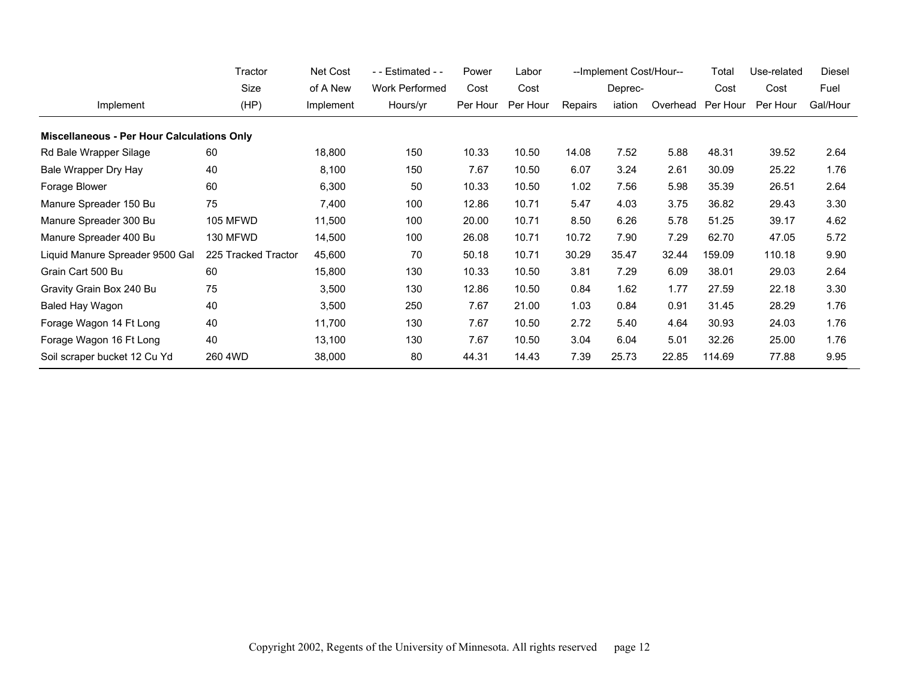| Implement | Tractor Size (HP) | Net Cost of A New Implement | - - Estimated - - Work Performed Hours/yr | Power Cost Per Hour | Labor Cost Per Hour | --Implement Cost/Hour-- Repairs | Depreciation | Overhead | Total Cost Per Hour | Use-related Cost Per Hour | Diesel Fuel Gal/Hour |
|---|---|---|---|---|---|---|---|---|---|---|---|
| **Miscellaneous - Per Hour Calculations Only** | | | | | | | | | | | |
| Rd Bale Wrapper Silage | 60 | 18,800 | 150 | 10.33 | 10.50 | 14.08 | 7.52 | 5.88 | 48.31 | 39.52 | 2.64 |
| Bale Wrapper Dry Hay | 40 | 8,100 | 150 | 7.67 | 10.50 | 6.07 | 3.24 | 2.61 | 30.09 | 25.22 | 1.76 |
| Forage Blower | 60 | 6,300 | 50 | 10.33 | 10.50 | 1.02 | 7.56 | 5.98 | 35.39 | 26.51 | 2.64 |
| Manure Spreader 150 Bu | 75 | 7,400 | 100 | 12.86 | 10.71 | 5.47 | 4.03 | 3.75 | 36.82 | 29.43 | 3.30 |
| Manure Spreader 300 Bu | 105 MFWD | 11,500 | 100 | 20.00 | 10.71 | 8.50 | 6.26 | 5.78 | 51.25 | 39.17 | 4.62 |
| Manure Spreader 400 Bu | 130 MFWD | 14,500 | 100 | 26.08 | 10.71 | 10.72 | 7.90 | 7.29 | 62.70 | 47.05 | 5.72 |
| Liquid Manure Spreader 9500 Gal | 225 Tracked Tractor | 45,600 | 70 | 50.18 | 10.71 | 30.29 | 35.47 | 32.44 | 159.09 | 110.18 | 9.90 |
| Grain Cart 500 Bu | 60 | 15,800 | 130 | 10.33 | 10.50 | 3.81 | 7.29 | 6.09 | 38.01 | 29.03 | 2.64 |
| Gravity Grain Box 240 Bu | 75 | 3,500 | 130 | 12.86 | 10.50 | 0.84 | 1.62 | 1.77 | 27.59 | 22.18 | 3.30 |
| Baled Hay Wagon | 40 | 3,500 | 250 | 7.67 | 21.00 | 1.03 | 0.84 | 0.91 | 31.45 | 28.29 | 1.76 |
| Forage Wagon 14 Ft Long | 40 | 11,700 | 130 | 7.67 | 10.50 | 2.72 | 5.40 | 4.64 | 30.93 | 24.03 | 1.76 |
| Forage Wagon 16 Ft Long | 40 | 13,100 | 130 | 7.67 | 10.50 | 3.04 | 6.04 | 5.01 | 32.26 | 25.00 | 1.76 |
| Soil scraper bucket 12 Cu Yd | 260 4WD | 38,000 | 80 | 44.31 | 14.43 | 7.39 | 25.73 | 22.85 | 114.69 | 77.88 | 9.95 |

Copyright 2002, Regents of the University of Minnesota. All rights reserved